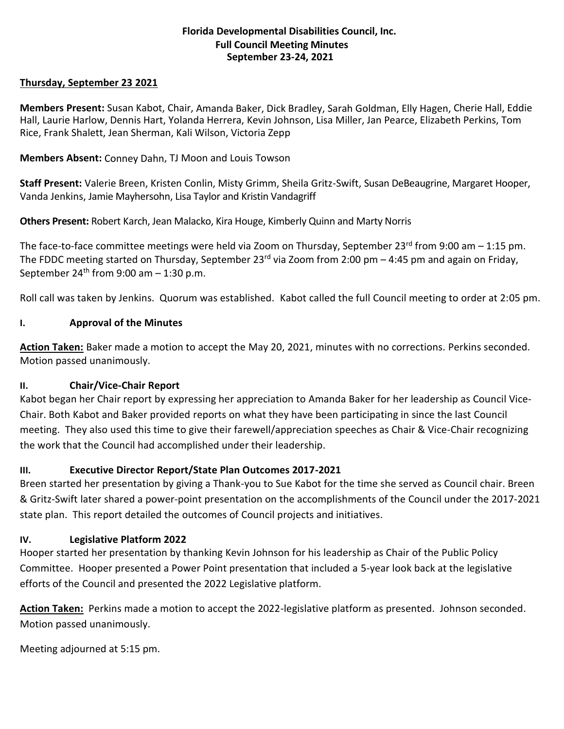**Florida Developmental Disabilities Council, Inc.**
**Full Council Meeting Minutes**
**September 23-24, 2021**

**Thursday, September 23 2021**

**Members Present:** Susan Kabot, Chair, Amanda Baker, Dick Bradley, Sarah Goldman, Elly Hagen, Cherie Hall, Eddie Hall, Laurie Harlow, Dennis Hart, Yolanda Herrera, Kevin Johnson, Lisa Miller, Jan Pearce, Elizabeth Perkins, Tom Rice, Frank Shalett, Jean Sherman, Kali Wilson, Victoria Zepp

**Members Absent:** Conney Dahn, TJ Moon and Louis Towson

**Staff Present:** Valerie Breen, Kristen Conlin, Misty Grimm, Sheila Gritz-Swift, Susan DeBeaugrine, Margaret Hooper, Vanda Jenkins, Jamie Mayhersohn, Lisa Taylor and Kristin Vandagriff

**Others Present:** Robert Karch, Jean Malacko, Kira Houge, Kimberly Quinn and Marty Norris

The face-to-face committee meetings were held via Zoom on Thursday, September 23rd from 9:00 am – 1:15 pm. The FDDC meeting started on Thursday, September 23rd via Zoom from 2:00 pm – 4:45 pm and again on Friday, September 24th from 9:00 am – 1:30 p.m.

Roll call was taken by Jenkins. Quorum was established. Kabot called the full Council meeting to order at 2:05 pm.

## I. Approval of the Minutes

**Action Taken:** Baker made a motion to accept the May 20, 2021, minutes with no corrections. Perkins seconded. Motion passed unanimously.

## II. Chair/Vice-Chair Report

Kabot began her Chair report by expressing her appreciation to Amanda Baker for her leadership as Council Vice-Chair. Both Kabot and Baker provided reports on what they have been participating in since the last Council meeting. They also used this time to give their farewell/appreciation speeches as Chair & Vice-Chair recognizing the work that the Council had accomplished under their leadership.

## III. Executive Director Report/State Plan Outcomes 2017-2021

Breen started her presentation by giving a Thank-you to Sue Kabot for the time she served as Council chair. Breen & Gritz-Swift later shared a power-point presentation on the accomplishments of the Council under the 2017-2021 state plan. This report detailed the outcomes of Council projects and initiatives.

## IV. Legislative Platform 2022

Hooper started her presentation by thanking Kevin Johnson for his leadership as Chair of the Public Policy Committee. Hooper presented a Power Point presentation that included a 5-year look back at the legislative efforts of the Council and presented the 2022 Legislative platform.

**Action Taken:** Perkins made a motion to accept the 2022-legislative platform as presented. Johnson seconded. Motion passed unanimously.

Meeting adjourned at 5:15 pm.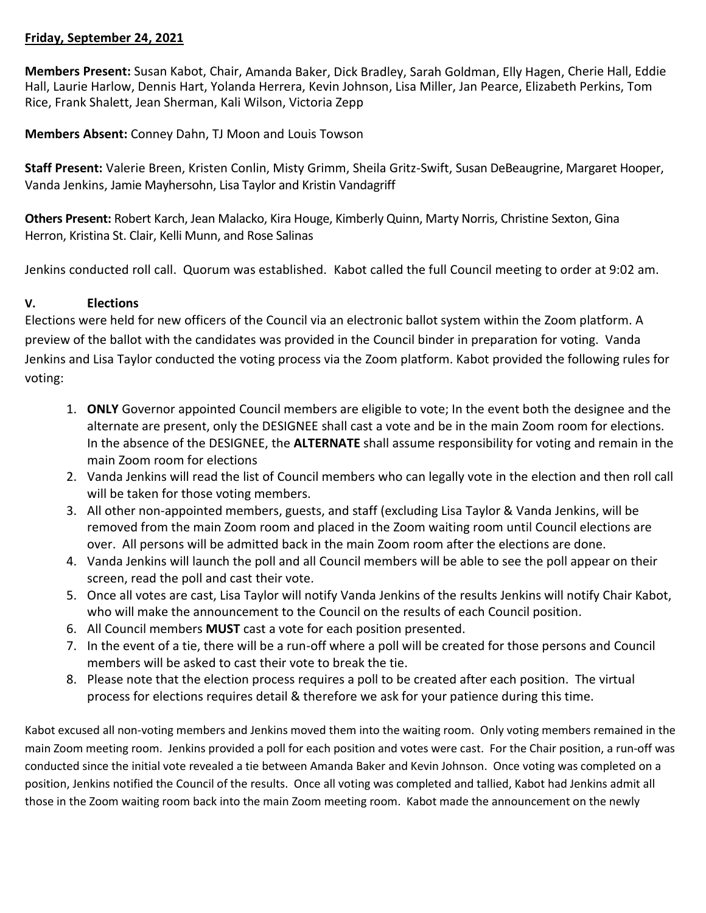**Friday, September 24, 2021**

**Members Present:** Susan Kabot, Chair, Amanda Baker, Dick Bradley, Sarah Goldman, Elly Hagen, Cherie Hall, Eddie Hall, Laurie Harlow, Dennis Hart, Yolanda Herrera, Kevin Johnson, Lisa Miller, Jan Pearce, Elizabeth Perkins, Tom Rice, Frank Shalett, Jean Sherman, Kali Wilson, Victoria Zepp

**Members Absent:** Conney Dahn, TJ Moon and Louis Towson

**Staff Present:** Valerie Breen, Kristen Conlin, Misty Grimm, Sheila Gritz-Swift, Susan DeBeaugrine, Margaret Hooper, Vanda Jenkins, Jamie Mayhersohn, Lisa Taylor and Kristin Vandagriff

**Others Present:** Robert Karch, Jean Malacko, Kira Houge, Kimberly Quinn, Marty Norris, Christine Sexton, Gina Herron, Kristina St. Clair, Kelli Munn, and Rose Salinas

Jenkins conducted roll call. Quorum was established. Kabot called the full Council meeting to order at 9:02 am.

**V. Elections**

Elections were held for new officers of the Council via an electronic ballot system within the Zoom platform. A preview of the ballot with the candidates was provided in the Council binder in preparation for voting. Vanda Jenkins and Lisa Taylor conducted the voting process via the Zoom platform. Kabot provided the following rules for voting:

1. **ONLY** Governor appointed Council members are eligible to vote; In the event both the designee and the alternate are present, only the DESIGNEE shall cast a vote and be in the main Zoom room for elections. In the absence of the DESIGNEE, the **ALTERNATE** shall assume responsibility for voting and remain in the main Zoom room for elections
2. Vanda Jenkins will read the list of Council members who can legally vote in the election and then roll call will be taken for those voting members.
3. All other non-appointed members, guests, and staff (excluding Lisa Taylor & Vanda Jenkins, will be removed from the main Zoom room and placed in the Zoom waiting room until Council elections are over. All persons will be admitted back in the main Zoom room after the elections are done.
4. Vanda Jenkins will launch the poll and all Council members will be able to see the poll appear on their screen, read the poll and cast their vote.
5. Once all votes are cast, Lisa Taylor will notify Vanda Jenkins of the results Jenkins will notify Chair Kabot, who will make the announcement to the Council on the results of each Council position.
6. All Council members **MUST** cast a vote for each position presented.
7. In the event of a tie, there will be a run-off where a poll will be created for those persons and Council members will be asked to cast their vote to break the tie.
8. Please note that the election process requires a poll to be created after each position. The virtual process for elections requires detail & therefore we ask for your patience during this time.

Kabot excused all non-voting members and Jenkins moved them into the waiting room. Only voting members remained in the main Zoom meeting room. Jenkins provided a poll for each position and votes were cast. For the Chair position, a run-off was conducted since the initial vote revealed a tie between Amanda Baker and Kevin Johnson. Once voting was completed on a position, Jenkins notified the Council of the results. Once all voting was completed and tallied, Kabot had Jenkins admit all those in the Zoom waiting room back into the main Zoom meeting room. Kabot made the announcement on the newly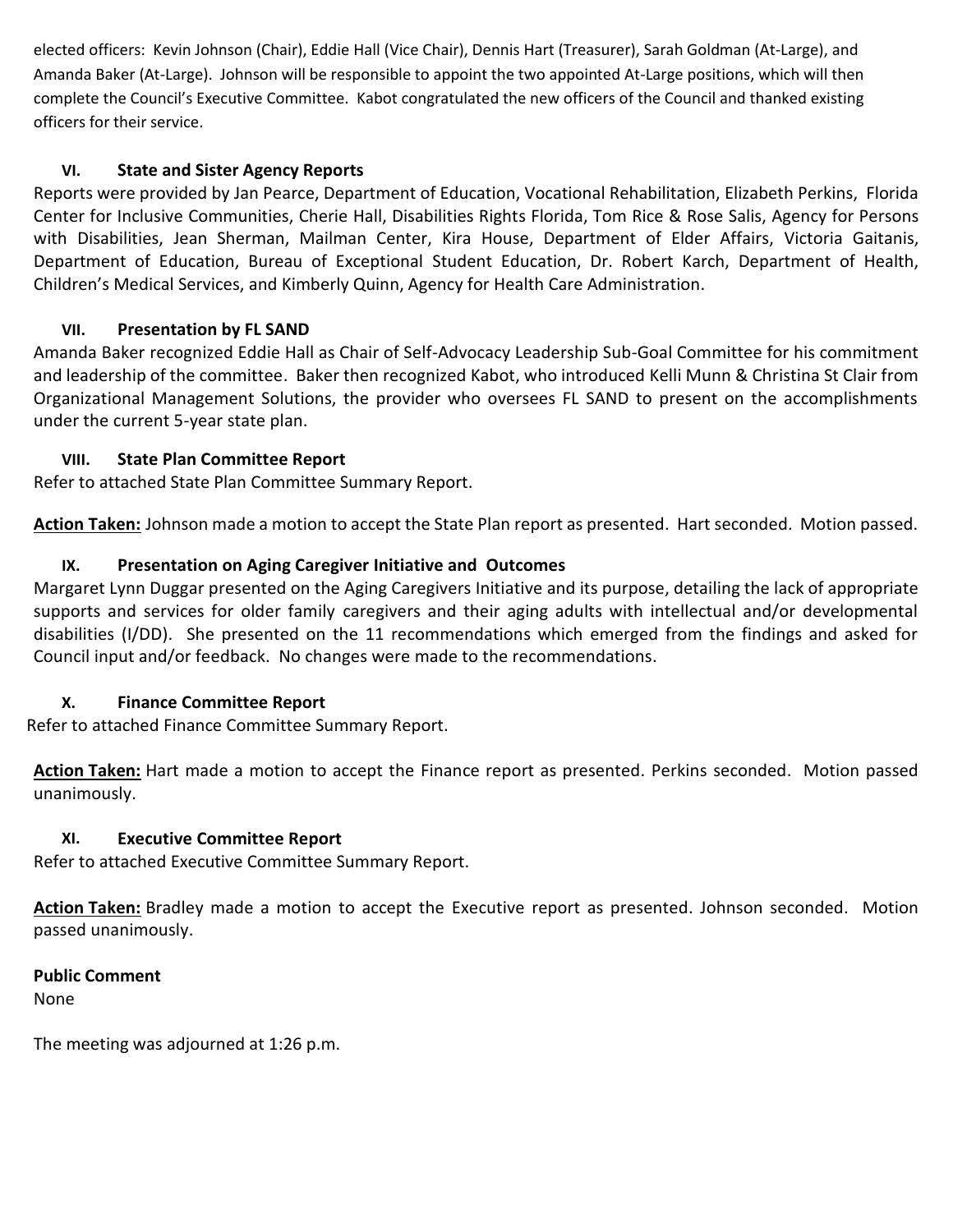elected officers: Kevin Johnson (Chair), Eddie Hall (Vice Chair), Dennis Hart (Treasurer), Sarah Goldman (At-Large), and Amanda Baker (At-Large). Johnson will be responsible to appoint the two appointed At-Large positions, which will then complete the Council's Executive Committee. Kabot congratulated the new officers of the Council and thanked existing officers for their service.

### VI. State and Sister Agency Reports

Reports were provided by Jan Pearce, Department of Education, Vocational Rehabilitation, Elizabeth Perkins, Florida Center for Inclusive Communities, Cherie Hall, Disabilities Rights Florida, Tom Rice & Rose Salis, Agency for Persons with Disabilities, Jean Sherman, Mailman Center, Kira House, Department of Elder Affairs, Victoria Gaitanis, Department of Education, Bureau of Exceptional Student Education, Dr. Robert Karch, Department of Health, Children's Medical Services, and Kimberly Quinn, Agency for Health Care Administration.

### VII. Presentation by FL SAND

Amanda Baker recognized Eddie Hall as Chair of Self-Advocacy Leadership Sub-Goal Committee for his commitment and leadership of the committee. Baker then recognized Kabot, who introduced Kelli Munn & Christina St Clair from Organizational Management Solutions, the provider who oversees FL SAND to present on the accomplishments under the current 5-year state plan.

### VIII. State Plan Committee Report

Refer to attached State Plan Committee Summary Report.

**Action Taken:** Johnson made a motion to accept the State Plan report as presented. Hart seconded. Motion passed.

### IX. Presentation on Aging Caregiver Initiative and Outcomes

Margaret Lynn Duggar presented on the Aging Caregivers Initiative and its purpose, detailing the lack of appropriate supports and services for older family caregivers and their aging adults with intellectual and/or developmental disabilities (I/DD). She presented on the 11 recommendations which emerged from the findings and asked for Council input and/or feedback. No changes were made to the recommendations.

### X. Finance Committee Report

Refer to attached Finance Committee Summary Report.

**Action Taken:** Hart made a motion to accept the Finance report as presented. Perkins seconded. Motion passed unanimously.

### XI. Executive Committee Report

Refer to attached Executive Committee Summary Report.

**Action Taken:** Bradley made a motion to accept the Executive report as presented. Johnson seconded. Motion passed unanimously.

**Public Comment**

None

The meeting was adjourned at 1:26 p.m.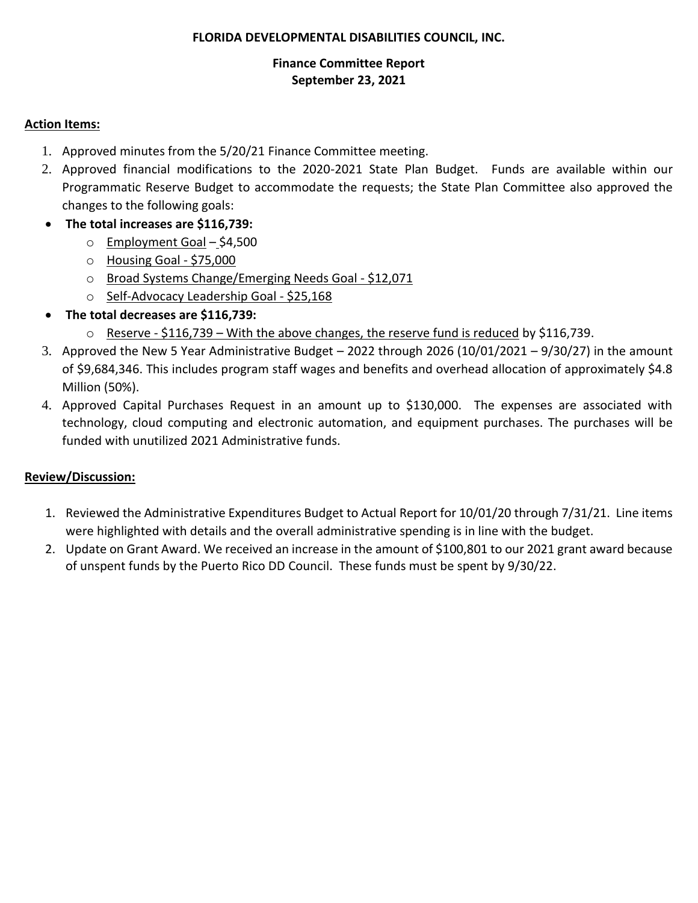**FLORIDA DEVELOPMENTAL DISABILITIES COUNCIL, INC.**

**Finance Committee Report**
**September 23, 2021**

**Action Items:**

1. Approved minutes from the 5/20/21 Finance Committee meeting.
2. Approved financial modifications to the 2020-2021 State Plan Budget. Funds are available within our Programmatic Reserve Budget to accommodate the requests; the State Plan Committee also approved the changes to the following goals:

- **The total increases are $116,739:**
  - Employment Goal – $4,500
  - Housing Goal - $75,000
  - Broad Systems Change/Emerging Needs Goal - $12,071
  - Self-Advocacy Leadership Goal - $25,168
- **The total decreases are $116,739:**
  - Reserve - $116,739 – With the above changes, the reserve fund is reduced by $116,739.

3. Approved the New 5 Year Administrative Budget – 2022 through 2026 (10/01/2021 – 9/30/27) in the amount of $9,684,346. This includes program staff wages and benefits and overhead allocation of approximately $4.8 Million (50%).
4. Approved Capital Purchases Request in an amount up to $130,000. The expenses are associated with technology, cloud computing and electronic automation, and equipment purchases. The purchases will be funded with unutilized 2021 Administrative funds.

**Review/Discussion:**

1. Reviewed the Administrative Expenditures Budget to Actual Report for 10/01/20 through 7/31/21. Line items were highlighted with details and the overall administrative spending is in line with the budget.
2. Update on Grant Award. We received an increase in the amount of $100,801 to our 2021 grant award because of unspent funds by the Puerto Rico DD Council. These funds must be spent by 9/30/22.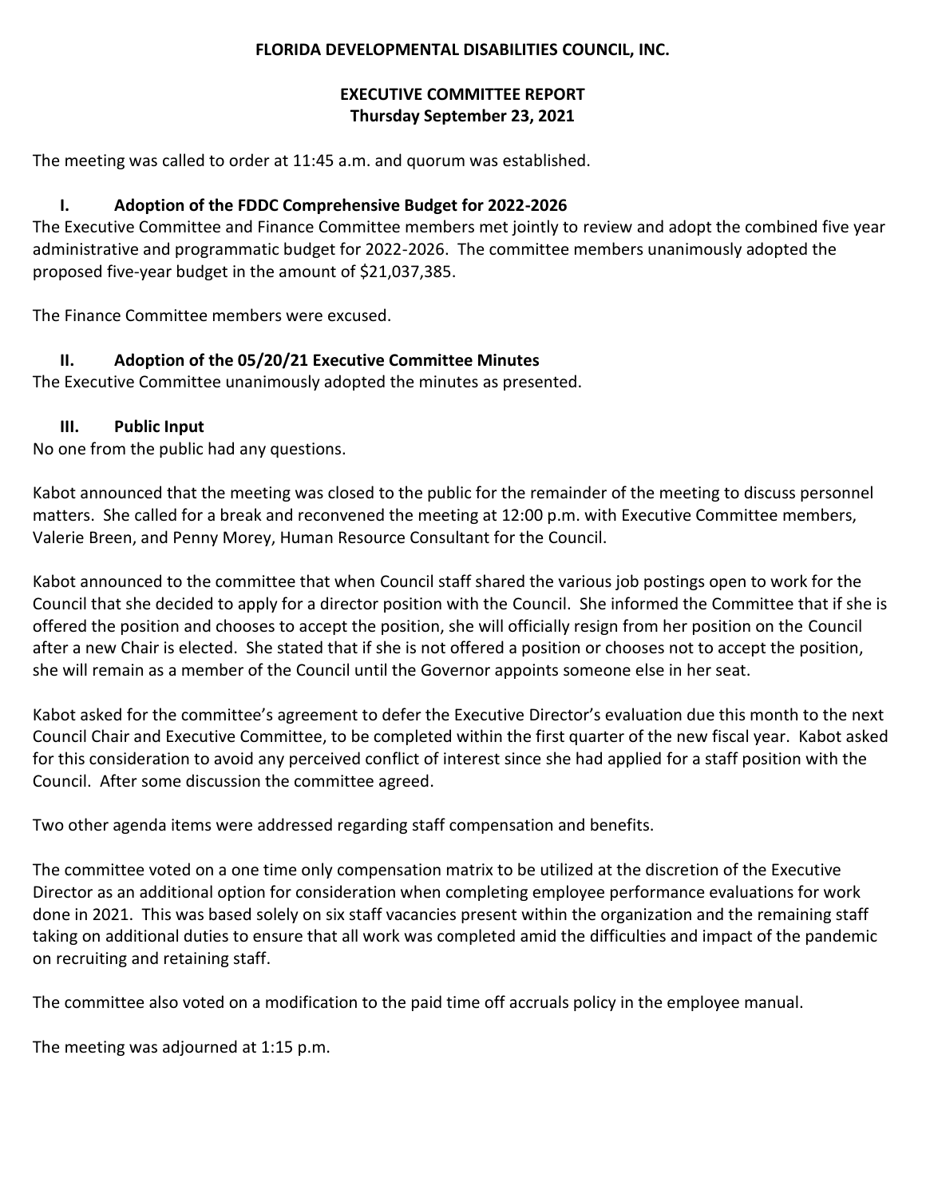**FLORIDA DEVELOPMENTAL DISABILITIES COUNCIL, INC.**

**EXECUTIVE COMMITTEE REPORT**
**Thursday September 23, 2021**

The meeting was called to order at 11:45 a.m. and quorum was established.

## I. Adoption of the FDDC Comprehensive Budget for 2022-2026

The Executive Committee and Finance Committee members met jointly to review and adopt the combined five year administrative and programmatic budget for 2022-2026. The committee members unanimously adopted the proposed five-year budget in the amount of $21,037,385.

The Finance Committee members were excused.

## II. Adoption of the 05/20/21 Executive Committee Minutes

The Executive Committee unanimously adopted the minutes as presented.

## III. Public Input

No one from the public had any questions.

Kabot announced that the meeting was closed to the public for the remainder of the meeting to discuss personnel matters. She called for a break and reconvened the meeting at 12:00 p.m. with Executive Committee members, Valerie Breen, and Penny Morey, Human Resource Consultant for the Council.

Kabot announced to the committee that when Council staff shared the various job postings open to work for the Council that she decided to apply for a director position with the Council. She informed the Committee that if she is offered the position and chooses to accept the position, she will officially resign from her position on the Council after a new Chair is elected. She stated that if she is not offered a position or chooses not to accept the position, she will remain as a member of the Council until the Governor appoints someone else in her seat.

Kabot asked for the committee's agreement to defer the Executive Director's evaluation due this month to the next Council Chair and Executive Committee, to be completed within the first quarter of the new fiscal year. Kabot asked for this consideration to avoid any perceived conflict of interest since she had applied for a staff position with the Council. After some discussion the committee agreed.

Two other agenda items were addressed regarding staff compensation and benefits.

The committee voted on a one time only compensation matrix to be utilized at the discretion of the Executive Director as an additional option for consideration when completing employee performance evaluations for work done in 2021. This was based solely on six staff vacancies present within the organization and the remaining staff taking on additional duties to ensure that all work was completed amid the difficulties and impact of the pandemic on recruiting and retaining staff.

The committee also voted on a modification to the paid time off accruals policy in the employee manual.

The meeting was adjourned at 1:15 p.m.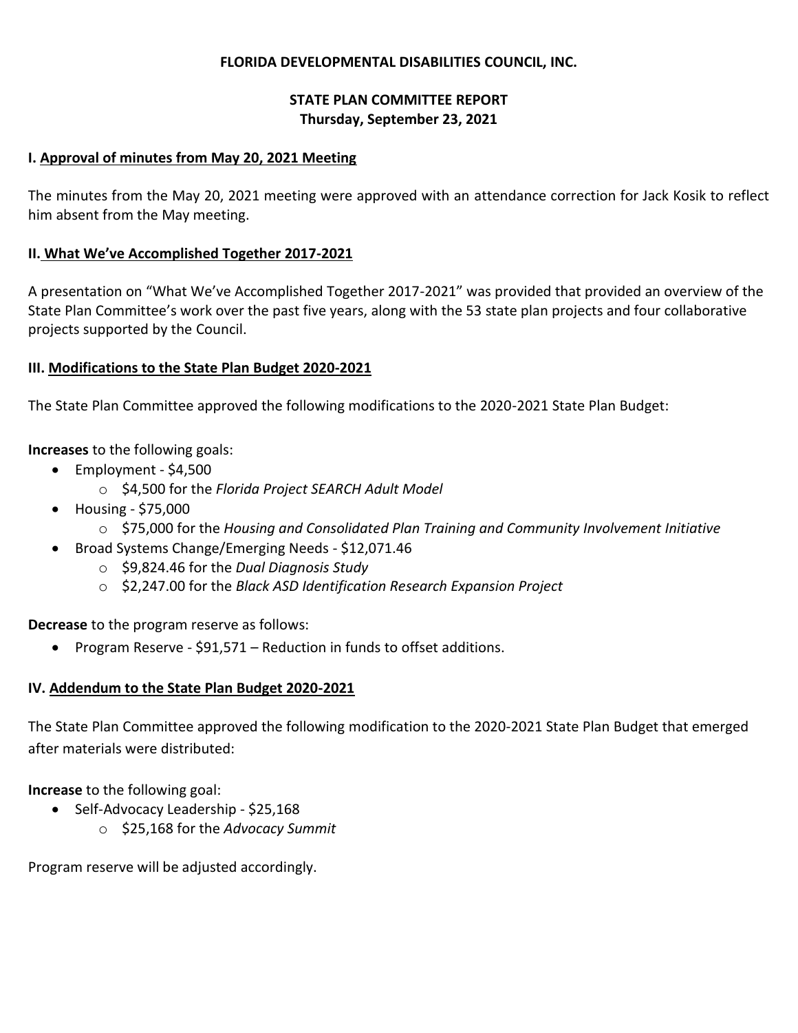**FLORIDA DEVELOPMENTAL DISABILITIES COUNCIL, INC.**

**STATE PLAN COMMITTEE REPORT**
**Thursday, September 23, 2021**

## I. Approval of minutes from May 20, 2021 Meeting

The minutes from the May 20, 2021 meeting were approved with an attendance correction for Jack Kosik to reflect him absent from the May meeting.

## II. What We've Accomplished Together 2017-2021

A presentation on "What We've Accomplished Together 2017-2021" was provided that provided an overview of the State Plan Committee's work over the past five years, along with the 53 state plan projects and four collaborative projects supported by the Council.

## III. Modifications to the State Plan Budget 2020-2021

The State Plan Committee approved the following modifications to the 2020-2021 State Plan Budget:

**Increases** to the following goals:

- Employment - $4,500
  - $4,500 for the *Florida Project SEARCH Adult Model*
- Housing - $75,000
  - $75,000 for the *Housing and Consolidated Plan Training and Community Involvement Initiative*
- Broad Systems Change/Emerging Needs - $12,071.46
  - $9,824.46 for the *Dual Diagnosis Study*
  - $2,247.00 for the *Black ASD Identification Research Expansion Project*

**Decrease** to the program reserve as follows:

- Program Reserve - $91,571 – Reduction in funds to offset additions.

## IV. Addendum to the State Plan Budget 2020-2021

The State Plan Committee approved the following modification to the 2020-2021 State Plan Budget that emerged after materials were distributed:

**Increase** to the following goal:

- Self-Advocacy Leadership - $25,168
  - $25,168 for the *Advocacy Summit*

Program reserve will be adjusted accordingly.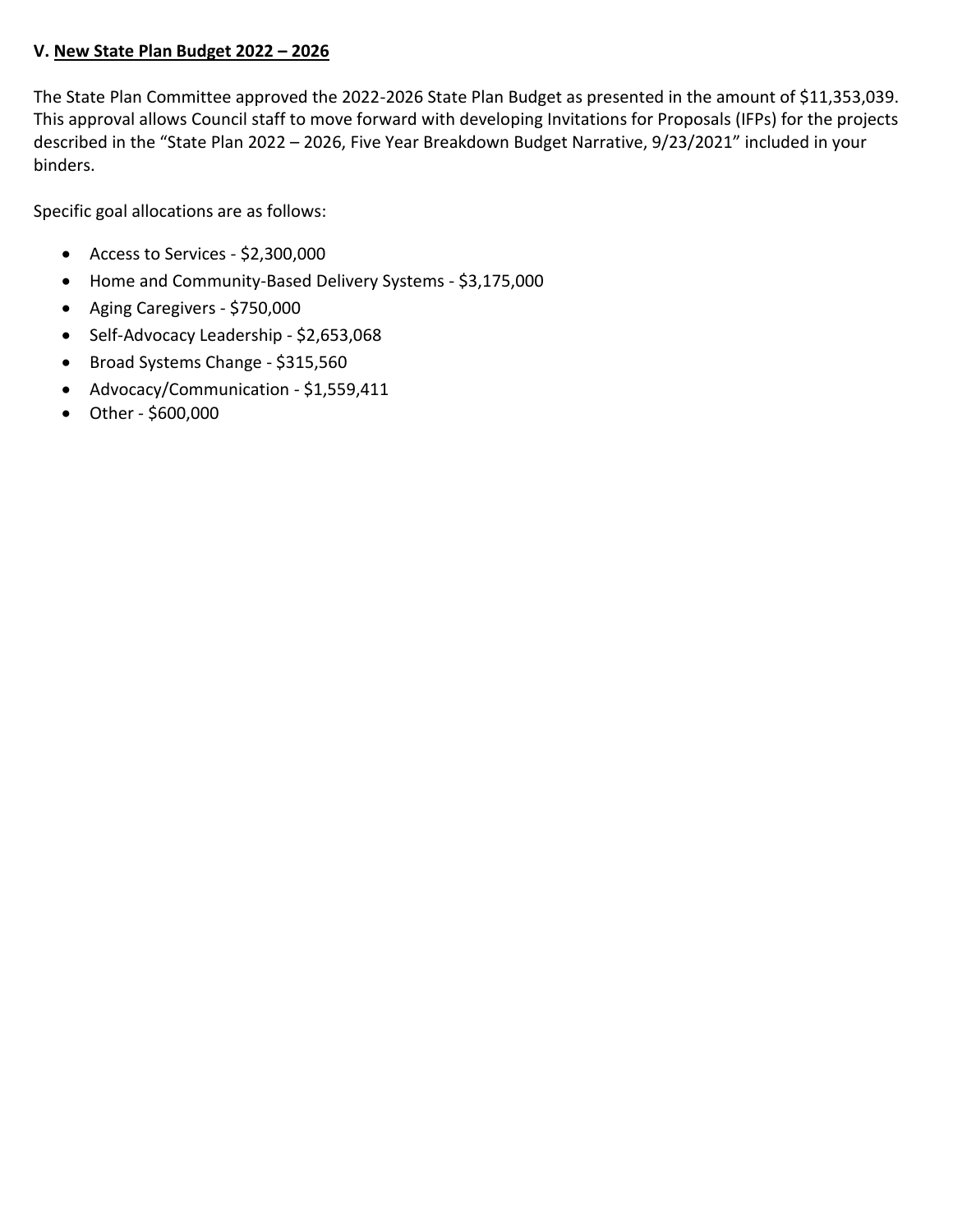## V. New State Plan Budget 2022 – 2026

The State Plan Committee approved the 2022-2026 State Plan Budget as presented in the amount of $11,353,039. This approval allows Council staff to move forward with developing Invitations for Proposals (IFPs) for the projects described in the "State Plan 2022 – 2026, Five Year Breakdown Budget Narrative, 9/23/2021" included in your binders.

Specific goal allocations are as follows:

- Access to Services - $2,300,000
- Home and Community-Based Delivery Systems - $3,175,000
- Aging Caregivers - $750,000
- Self-Advocacy Leadership - $2,653,068
- Broad Systems Change - $315,560
- Advocacy/Communication - $1,559,411
- Other - $600,000